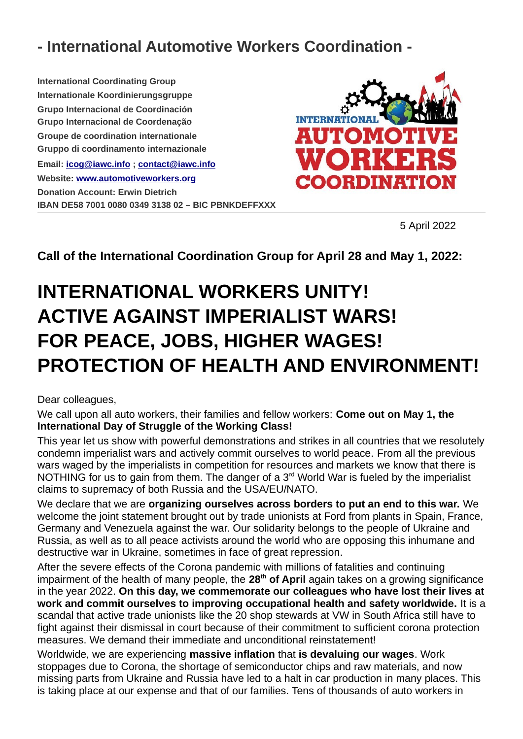# - International Automotive Workers Coordination -

**International Coordinating Group**
**Internationale Koordinierungsgruppe**
**Grupo Internacional de Coordinación**
**Grupo Internacional de Coordenação**
**Groupe de coordination internationale**
**Gruppo di coordinamento internazionale**
**Email: icog@iawc.info ; contact@iawc.info**
**Website: www.automotiveworkers.org**
**Donation Account: Erwin Dietrich**
**IBAN DE58 7001 0080 0349 3138 02 – BIC PBNKDEFFXXX**

5 April 2022

**Call of the International Coordination Group for April 28 and May 1, 2022:**

# INTERNATIONAL WORKERS UNITY! ACTIVE AGAINST IMPERIALIST WARS! FOR PEACE, JOBS, HIGHER WAGES! PROTECTION OF HEALTH AND ENVIRONMENT!

Dear colleagues,

We call upon all auto workers, their families and fellow workers: **Come out on May 1, the International Day of Struggle of the Working Class!**

This year let us show with powerful demonstrations and strikes in all countries that we resolutely condemn imperialist wars and actively commit ourselves to world peace. From all the previous wars waged by the imperialists in competition for resources and markets we know that there is NOTHING for us to gain from them. The danger of a 3rd World War is fueled by the imperialist claims to supremacy of both Russia and the USA/EU/NATO.

We declare that we are **organizing ourselves across borders to put an end to this war.** We welcome the joint statement brought out by trade unionists at Ford from plants in Spain, France, Germany and Venezuela against the war. Our solidarity belongs to the people of Ukraine and Russia, as well as to all peace activists around the world who are opposing this inhumane and destructive war in Ukraine, sometimes in face of great repression.

After the severe effects of the Corona pandemic with millions of fatalities and continuing impairment of the health of many people, the **28th of April** again takes on a growing significance in the year 2022. **On this day, we commemorate our colleagues who have lost their lives at work and commit ourselves to improving occupational health and safety worldwide.** It is a scandal that active trade unionists like the 20 shop stewards at VW in South Africa still have to fight against their dismissal in court because of their commitment to sufficient corona protection measures. We demand their immediate and unconditional reinstatement!

Worldwide, we are experiencing **massive inflation** that **is devaluing our wages**. Work stoppages due to Corona, the shortage of semiconductor chips and raw materials, and now missing parts from Ukraine and Russia have led to a halt in car production in many places. This is taking place at our expense and that of our families. Tens of thousands of auto workers in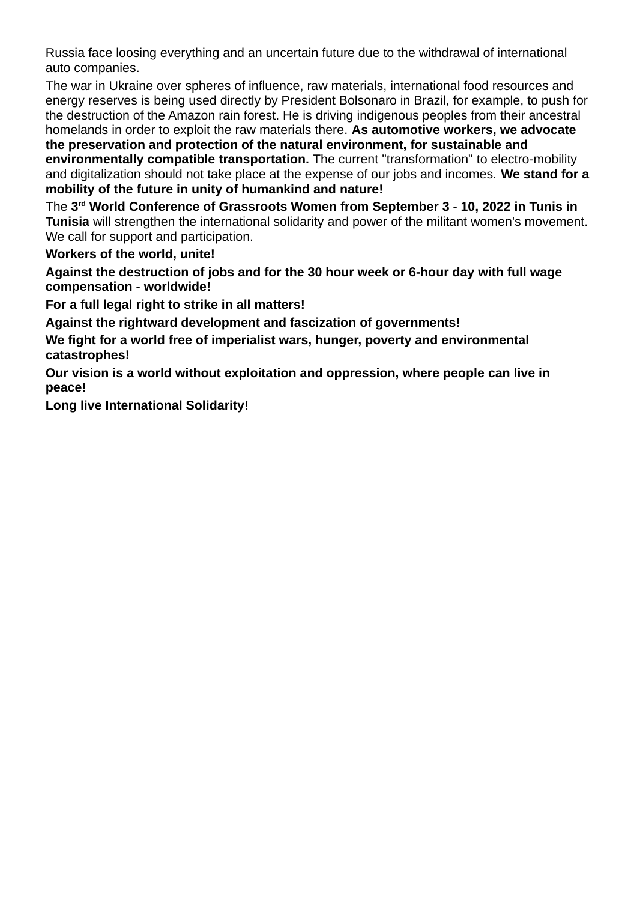Russia face loosing everything and an uncertain future due to the withdrawal of international auto companies.

The war in Ukraine over spheres of influence, raw materials, international food resources and energy reserves is being used directly by President Bolsonaro in Brazil, for example, to push for the destruction of the Amazon rain forest. He is driving indigenous peoples from their ancestral homelands in order to exploit the raw materials there. **As automotive workers, we advocate the preservation and protection of the natural environment, for sustainable and environmentally compatible transportation.** The current "transformation" to electro-mobility and digitalization should not take place at the expense of our jobs and incomes. **We stand for a mobility of the future in unity of humankind and nature!**

The **3rd World Conference of Grassroots Women from September 3 - 10, 2022 in Tunis in Tunisia** will strengthen the international solidarity and power of the militant women's movement. We call for support and participation.

**Workers of the world, unite!**

**Against the destruction of jobs and for the 30 hour week or 6-hour day with full wage compensation - worldwide!**

**For a full legal right to strike in all matters!**

**Against the rightward development and fascization of governments!**

**We fight for a world free of imperialist wars, hunger, poverty and environmental catastrophes!**

**Our vision is a world without exploitation and oppression, where people can live in peace!**

**Long live International Solidarity!**